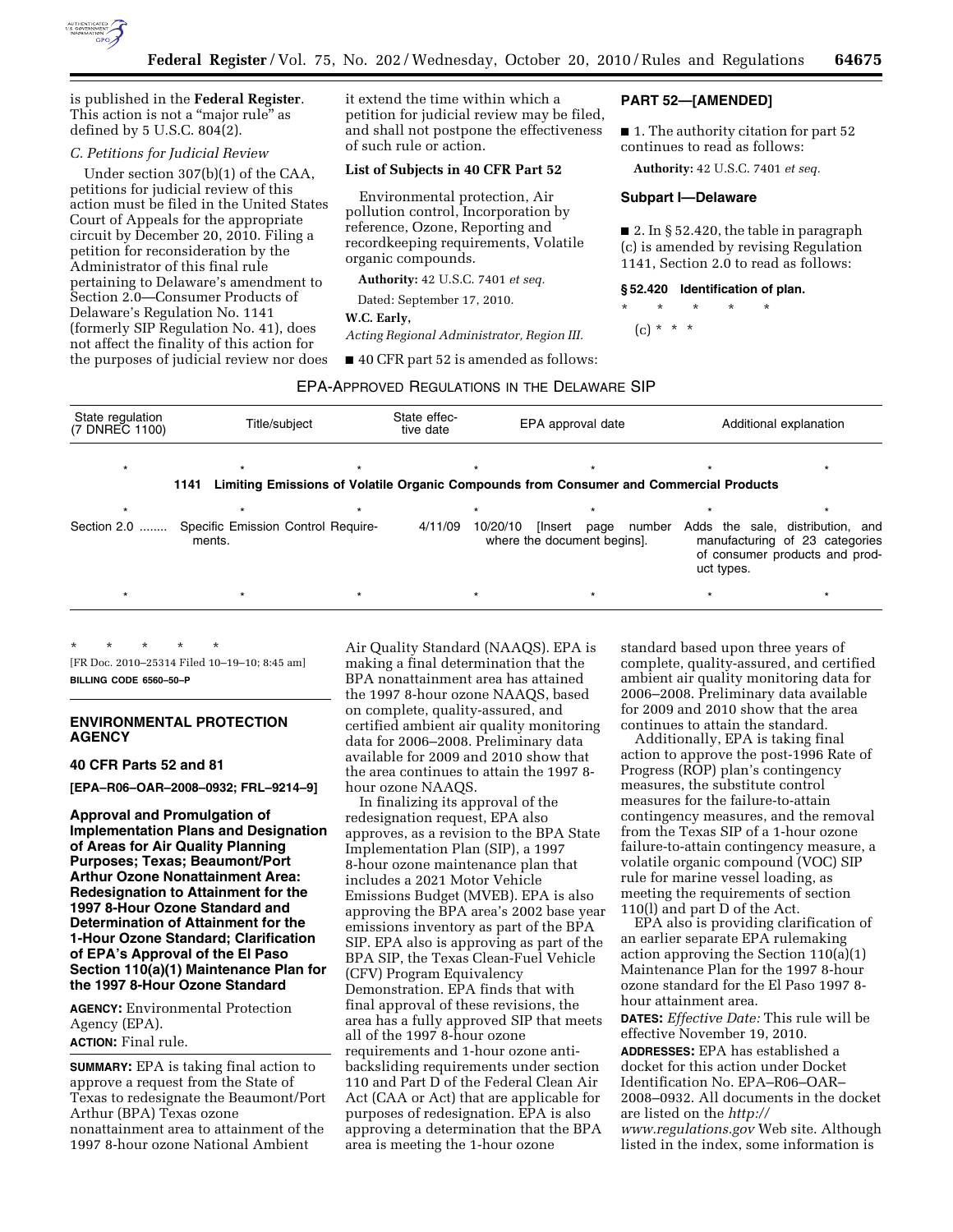is published in the **Federal Register**. This action is not a "major rule" as defined by 5 U.S.C. 804(2).

*C. Petitions for Judicial Review*

Under section 307(b)(1) of the CAA, petitions for judicial review of this action must be filed in the United States Court of Appeals for the appropriate circuit by December 20, 2010. Filing a petition for reconsideration by the Administrator of this final rule pertaining to Delaware's amendment to Section 2.0—Consumer Products of Delaware's Regulation No. 1141 (formerly SIP Regulation No. 41), does not affect the finality of this action for the purposes of judicial review nor does it extend the time within which a petition for judicial review may be filed, and shall not postpone the effectiveness of such rule or action.

**List of Subjects in 40 CFR Part 52**

Environmental protection, Air pollution control, Incorporation by reference, Ozone, Reporting and recordkeeping requirements, Volatile organic compounds.

**Authority:** 42 U.S.C. 7401 *et seq.*

Dated: September 17, 2010.

**W.C. Early,**

*Acting Regional Administrator, Region III.*

■ 40 CFR part 52 is amended as follows:

**PART 52—[AMENDED]**

■ 1. The authority citation for part 52 continues to read as follows:

**Authority:** 42 U.S.C. 7401 *et seq.*

**Subpart I—Delaware**

■ 2. In § 52.420, the table in paragraph (c) is amended by revising Regulation 1141, Section 2.0 to read as follows:

**§ 52.420 Identification of plan.**

\* \* \* \* \*

(c) \* \* \*

EPA-APPROVED REGULATIONS IN THE DELAWARE SIP

| State regulation (7 DNREC 1100) | Title/subject | State effective date | EPA approval date | Additional explanation |
|---|---|---|---|---|
| \* | \* | \* | \* | \* |
| **1141 Limiting Emissions of Volatile Organic Compounds from Consumer and Commercial Products** | | | | |
| \* | \* | \* | \* | \* |
| Section 2.0 | Specific Emission Control Requirements. | 4/11/09 | 10/20/10 [Insert page number where the document begins]. | Adds the sale, distribution, and manufacturing of 23 categories of consumer products and product types. |
| \* | \* | \* | \* | \* |

\* \* \* \* \*

[FR Doc. 2010–25314 Filed 10–19–10; 8:45 am]

**BILLING CODE 6560–50–P**

---

## ENVIRONMENTAL PROTECTION AGENCY

### 40 CFR Parts 52 and 81

**[EPA–R06–OAR–2008–0932; FRL–9214–9]**

### Approval and Promulgation of Implementation Plans and Designation of Areas for Air Quality Planning Purposes; Texas; Beaumont/Port Arthur Ozone Nonattainment Area: Redesignation to Attainment for the 1997 8-Hour Ozone Standard and Determination of Attainment for the 1-Hour Ozone Standard; Clarification of EPA's Approval of the El Paso Section 110(a)(1) Maintenance Plan for the 1997 8-Hour Ozone Standard

**AGENCY:** Environmental Protection Agency (EPA).

**ACTION:** Final rule.

**SUMMARY:** EPA is taking final action to approve a request from the State of Texas to redesignate the Beaumont/Port Arthur (BPA) Texas ozone nonattainment area to attainment of the 1997 8-hour ozone National Ambient Air Quality Standard (NAAQS). EPA is making a final determination that the BPA nonattainment area has attained the 1997 8-hour ozone NAAQS, based on complete, quality-assured, and certified ambient air quality monitoring data for 2006–2008. Preliminary data available for 2009 and 2010 show that the area continues to attain the 1997 8-hour ozone NAAQS.

In finalizing its approval of the redesignation request, EPA also approves, as a revision to the BPA State Implementation Plan (SIP), a 1997 8-hour ozone maintenance plan that includes a 2021 Motor Vehicle Emissions Budget (MVEB). EPA is also approving the BPA area's 2002 base year emissions inventory as part of the BPA SIP. EPA also is approving as part of the BPA SIP, the Texas Clean-Fuel Vehicle (CFV) Program Equivalency Demonstration. EPA finds that with final approval of these revisions, the area has a fully approved SIP that meets all of the 1997 8-hour ozone requirements and 1-hour ozone anti-backsliding requirements under section 110 and Part D of the Federal Clean Air Act (CAA or Act) that are applicable for purposes of redesignation. EPA is also approving a determination that the BPA area is meeting the 1-hour ozone standard based upon three years of complete, quality-assured, and certified ambient air quality monitoring data for 2006–2008. Preliminary data available for 2009 and 2010 show that the area continues to attain the standard.

Additionally, EPA is taking final action to approve the post-1996 Rate of Progress (ROP) plan's contingency measures, the substitute control measures for the failure-to-attain contingency measures, and the removal from the Texas SIP of a 1-hour ozone failure-to-attain contingency measure, a volatile organic compound (VOC) SIP rule for marine vessel loading, as meeting the requirements of section 110(l) and part D of the Act.

EPA also is providing clarification of an earlier separate EPA rulemaking action approving the Section 110(a)(1) Maintenance Plan for the 1997 8-hour ozone standard for the El Paso 1997 8-hour attainment area.

**DATES:** *Effective Date:* This rule will be effective November 19, 2010.

**ADDRESSES:** EPA has established a docket for this action under Docket Identification No. EPA–R06–OAR–2008–0932. All documents in the docket are listed on the *http://www.regulations.gov* Web site. Although listed in the index, some information is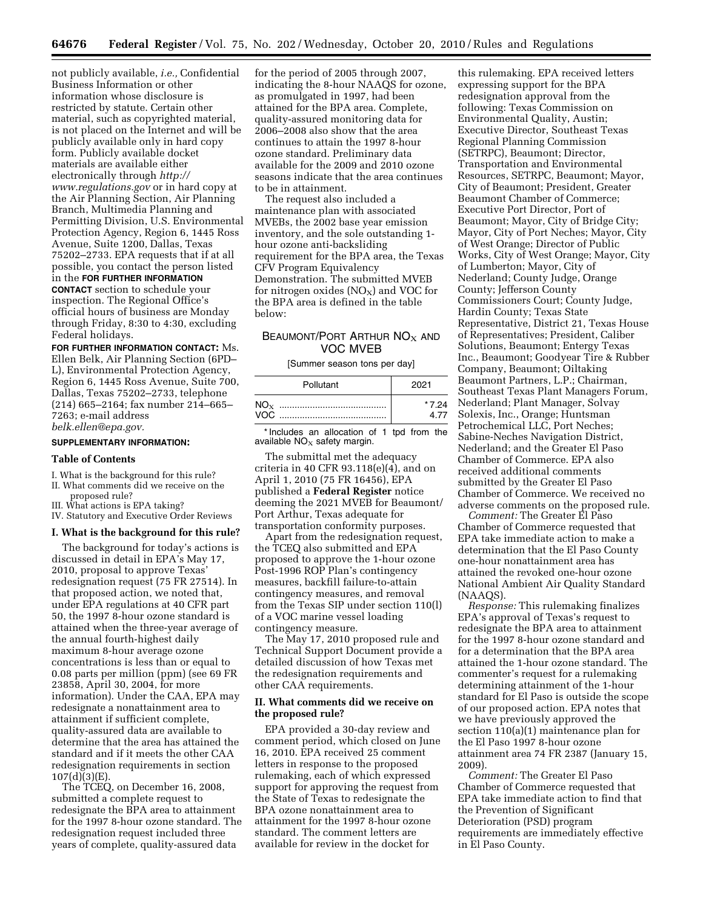not publicly available, *i.e.,* Confidential Business Information or other information whose disclosure is restricted by statute. Certain other material, such as copyrighted material, is not placed on the Internet and will be publicly available only in hard copy form. Publicly available docket materials are available either electronically through *http://www.regulations.gov* or in hard copy at the Air Planning Section, Air Planning Branch, Multimedia Planning and Permitting Division, U.S. Environmental Protection Agency, Region 6, 1445 Ross Avenue, Suite 1200, Dallas, Texas 75202–2733. EPA requests that if at all possible, you contact the person listed in the **FOR FURTHER INFORMATION CONTACT** section to schedule your inspection. The Regional Office's official hours of business are Monday through Friday, 8:30 to 4:30, excluding Federal holidays.

**FOR FURTHER INFORMATION CONTACT:** Ms. Ellen Belk, Air Planning Section (6PD–L), Environmental Protection Agency, Region 6, 1445 Ross Avenue, Suite 700, Dallas, Texas 75202–2733, telephone (214) 665–2164; fax number 214–665–7263; e-mail address *belk.ellen@epa.gov.*

**SUPPLEMENTARY INFORMATION:**

**Table of Contents**

I. What is the background for this rule?
II. What comments did we receive on the proposed rule?
III. What actions is EPA taking?
IV. Statutory and Executive Order Reviews

## I. What is the background for this rule?

The background for today's actions is discussed in detail in EPA's May 17, 2010, proposal to approve Texas' redesignation request (75 FR 27514). In that proposed action, we noted that, under EPA regulations at 40 CFR part 50, the 1997 8-hour ozone standard is attained when the three-year average of the annual fourth-highest daily maximum 8-hour average ozone concentrations is less than or equal to 0.08 parts per million (ppm) (see 69 FR 23858, April 30, 2004, for more information). Under the CAA, EPA may redesignate a nonattainment area to attainment if sufficient complete, quality-assured data are available to determine that the area has attained the standard and if it meets the other CAA redesignation requirements in section 107(d)(3)(E).

The TCEQ, on December 16, 2008, submitted a complete request to redesignate the BPA area to attainment for the 1997 8-hour ozone standard. The redesignation request included three years of complete, quality-assured data for the period of 2005 through 2007, indicating the 8-hour NAAQS for ozone, as promulgated in 1997, had been attained for the BPA area. Complete, quality-assured monitoring data for 2006–2008 also show that the area continues to attain the 1997 8-hour ozone standard. Preliminary data available for the 2009 and 2010 ozone seasons indicate that the area continues to be in attainment.

The request also included a maintenance plan with associated MVEBs, the 2002 base year emission inventory, and the sole outstanding 1-hour ozone anti-backsliding requirement for the BPA area, the Texas CFV Program Equivalency Demonstration. The submitted MVEB for nitrogen oxides ($NO_X$) and VOC for the BPA area is defined in the table below:

BEAUMONT/PORT ARTHUR $NO_X$ AND VOC MVEB

[Summer season tons per day]

| Pollutant | 2021 |
|---|---|
| $NO_X$ | *7.24 |
| VOC | 4.77 |

*Includes an allocation of 1 tpd from the available $NO_X$ safety margin.

The submittal met the adequacy criteria in 40 CFR 93.118(e)(4), and on April 1, 2010 (75 FR 16456), EPA published a **Federal Register** notice deeming the 2021 MVEB for Beaumont/Port Arthur, Texas adequate for transportation conformity purposes.

Apart from the redesignation request, the TCEQ also submitted and EPA proposed to approve the 1-hour ozone Post-1996 ROP Plan's contingency measures, backfill failure-to-attain contingency measures, and removal from the Texas SIP under section 110(l) of a VOC marine vessel loading contingency measure.

The May 17, 2010 proposed rule and Technical Support Document provide a detailed discussion of how Texas met the redesignation requirements and other CAA requirements.

## II. What comments did we receive on the proposed rule?

EPA provided a 30-day review and comment period, which closed on June 16, 2010. EPA received 25 comment letters in response to the proposed rulemaking, each of which expressed support for approving the request from the State of Texas to redesignate the BPA ozone nonattainment area to attainment for the 1997 8-hour ozone standard. The comment letters are available for review in the docket for this rulemaking. EPA received letters expressing support for the BPA redesignation approval from the following: Texas Commission on Environmental Quality, Austin; Executive Director, Southeast Texas Regional Planning Commission (SETRPC), Beaumont; Director, Transportation and Environmental Resources, SETRPC, Beaumont; Mayor, City of Beaumont; President, Greater Beaumont Chamber of Commerce; Executive Port Director, Port of Beaumont; Mayor, City of Bridge City; Mayor, City of Port Neches; Mayor, City of West Orange; Director of Public Works, City of West Orange; Mayor, City of Lumberton; Mayor, City of Nederland; County Judge, Orange County; Jefferson County Commissioners Court; County Judge, Hardin County; Texas State Representative, District 21, Texas House of Representatives; President, Caliber Solutions, Beaumont; Entergy Texas Inc., Beaumont; Goodyear Tire & Rubber Company, Beaumont; Oiltaking Beaumont Partners, L.P.; Chairman, Southeast Texas Plant Managers Forum, Nederland; Plant Manager, Solvay Solexis, Inc., Orange; Huntsman Petrochemical LLC, Port Neches; Sabine-Neches Navigation District, Nederland; and the Greater El Paso Chamber of Commerce. EPA also received additional comments submitted by the Greater El Paso Chamber of Commerce. We received no adverse comments on the proposed rule.

*Comment:* The Greater El Paso Chamber of Commerce requested that EPA take immediate action to make a determination that the El Paso County one-hour nonattainment area has attained the revoked one-hour ozone National Ambient Air Quality Standard (NAAQS).

*Response:* This rulemaking finalizes EPA's approval of Texas's request to redesignate the BPA area to attainment for the 1997 8-hour ozone standard and for a determination that the BPA area attained the 1-hour ozone standard. The commenter's request for a rulemaking determining attainment of the 1-hour standard for El Paso is outside the scope of our proposed action. EPA notes that we have previously approved the section 110(a)(1) maintenance plan for the El Paso 1997 8-hour ozone attainment area 74 FR 2387 (January 15, 2009).

*Comment:* The Greater El Paso Chamber of Commerce requested that EPA take immediate action to find that the Prevention of Significant Deterioration (PSD) program requirements are immediately effective in El Paso County.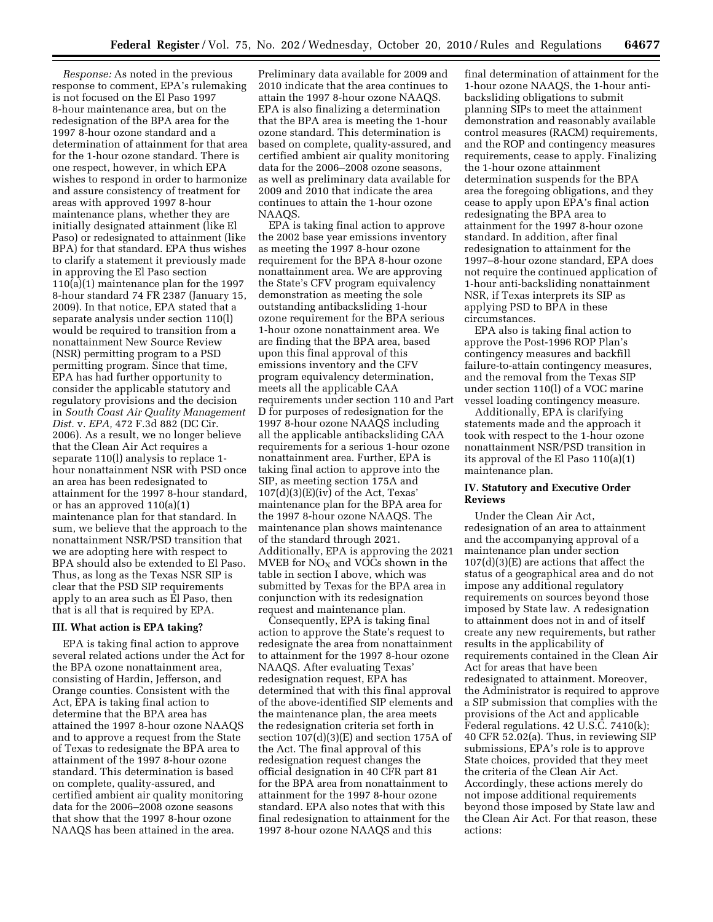*Response:* As noted in the previous response to comment, EPA's rulemaking is not focused on the El Paso 1997 8-hour maintenance area, but on the redesignation of the BPA area for the 1997 8-hour ozone standard and a determination of attainment for that area for the 1-hour ozone standard. There is one respect, however, in which EPA wishes to respond in order to harmonize and assure consistency of treatment for areas with approved 1997 8-hour maintenance plans, whether they are initially designated attainment (like El Paso) or redesignated to attainment (like BPA) for that standard. EPA thus wishes to clarify a statement it previously made in approving the El Paso section 110(a)(1) maintenance plan for the 1997 8-hour standard 74 FR 2387 (January 15, 2009). In that notice, EPA stated that a separate analysis under section 110(l) would be required to transition from a nonattainment New Source Review (NSR) permitting program to a PSD permitting program. Since that time, EPA has had further opportunity to consider the applicable statutory and regulatory provisions and the decision in *South Coast Air Quality Management Dist.* v. *EPA,* 472 F.3d 882 (DC Cir. 2006). As a result, we no longer believe that the Clean Air Act requires a separate 110(l) analysis to replace 1-hour nonattainment NSR with PSD once an area has been redesignated to attainment for the 1997 8-hour standard, or has an approved 110(a)(1) maintenance plan for that standard. In sum, we believe that the approach to the nonattainment NSR/PSD transition that we are adopting here with respect to BPA should also be extended to El Paso. Thus, as long as the Texas NSR SIP is clear that the PSD SIP requirements apply to an area such as El Paso, then that is all that is required by EPA.

### III. What action is EPA taking?

EPA is taking final action to approve several related actions under the Act for the BPA ozone nonattainment area, consisting of Hardin, Jefferson, and Orange counties. Consistent with the Act, EPA is taking final action to determine that the BPA area has attained the 1997 8-hour ozone NAAQS and to approve a request from the State of Texas to redesignate the BPA area to attainment of the 1997 8-hour ozone standard. This determination is based on complete, quality-assured, and certified ambient air quality monitoring data for the 2006–2008 ozone seasons that show that the 1997 8-hour ozone NAAQS has been attained in the area. Preliminary data available for 2009 and 2010 indicate that the area continues to attain the 1997 8-hour ozone NAAQS. EPA is also finalizing a determination that the BPA area is meeting the 1-hour ozone standard. This determination is based on complete, quality-assured, and certified ambient air quality monitoring data for the 2006–2008 ozone seasons, as well as preliminary data available for 2009 and 2010 that indicate the area continues to attain the 1-hour ozone NAAQS.

EPA is taking final action to approve the 2002 base year emissions inventory as meeting the 1997 8-hour ozone requirement for the BPA 8-hour ozone nonattainment area. We are approving the State's CFV program equivalency demonstration as meeting the sole outstanding antibacksliding 1-hour ozone requirement for the BPA serious 1-hour ozone nonattainment area. We are finding that the BPA area, based upon this final approval of this emissions inventory and the CFV program equivalency determination, meets all the applicable CAA requirements under section 110 and Part D for purposes of redesignation for the 1997 8-hour ozone NAAQS including all the applicable antibacksliding CAA requirements for a serious 1-hour ozone nonattainment area. Further, EPA is taking final action to approve into the SIP, as meeting section 175A and 107(d)(3)(E)(iv) of the Act, Texas' maintenance plan for the BPA area for the 1997 8-hour ozone NAAQS. The maintenance plan shows maintenance of the standard through 2021. Additionally, EPA is approving the 2021 MVEB for $NO_X$ and VOCs shown in the table in section I above, which was submitted by Texas for the BPA area in conjunction with its redesignation request and maintenance plan.

Consequently, EPA is taking final action to approve the State's request to redesignate the area from nonattainment to attainment for the 1997 8-hour ozone NAAQS. After evaluating Texas' redesignation request, EPA has determined that with this final approval of the above-identified SIP elements and the maintenance plan, the area meets the redesignation criteria set forth in section 107(d)(3)(E) and section 175A of the Act. The final approval of this redesignation request changes the official designation in 40 CFR part 81 for the BPA area from nonattainment to attainment for the 1997 8-hour ozone standard. EPA also notes that with this final redesignation to attainment for the 1997 8-hour ozone NAAQS and this final determination of attainment for the 1-hour ozone NAAQS, the 1-hour anti-backsliding obligations to submit planning SIPs to meet the attainment demonstration and reasonably available control measures (RACM) requirements, and the ROP and contingency measures requirements, cease to apply. Finalizing the 1-hour ozone attainment determination suspends for the BPA area the foregoing obligations, and they cease to apply upon EPA's final action redesignating the BPA area to attainment for the 1997 8-hour ozone standard. In addition, after final redesignation to attainment for the 1997–8-hour ozone standard, EPA does not require the continued application of 1-hour anti-backsliding nonattainment NSR, if Texas interprets its SIP as applying PSD to BPA in these circumstances.

EPA also is taking final action to approve the Post-1996 ROP Plan's contingency measures and backfill failure-to-attain contingency measures, and the removal from the Texas SIP under section 110(l) of a VOC marine vessel loading contingency measure.

Additionally, EPA is clarifying statements made and the approach it took with respect to the 1-hour ozone nonattainment NSR/PSD transition in its approval of the El Paso 110(a)(1) maintenance plan.

### IV. Statutory and Executive Order Reviews

Under the Clean Air Act, redesignation of an area to attainment and the accompanying approval of a maintenance plan under section 107(d)(3)(E) are actions that affect the status of a geographical area and do not impose any additional regulatory requirements on sources beyond those imposed by State law. A redesignation to attainment does not in and of itself create any new requirements, but rather results in the applicability of requirements contained in the Clean Air Act for areas that have been redesignated to attainment. Moreover, the Administrator is required to approve a SIP submission that complies with the provisions of the Act and applicable Federal regulations. 42 U.S.C. 7410(k); 40 CFR 52.02(a). Thus, in reviewing SIP submissions, EPA's role is to approve State choices, provided that they meet the criteria of the Clean Air Act. Accordingly, these actions merely do not impose additional requirements beyond those imposed by State law and the Clean Air Act. For that reason, these actions: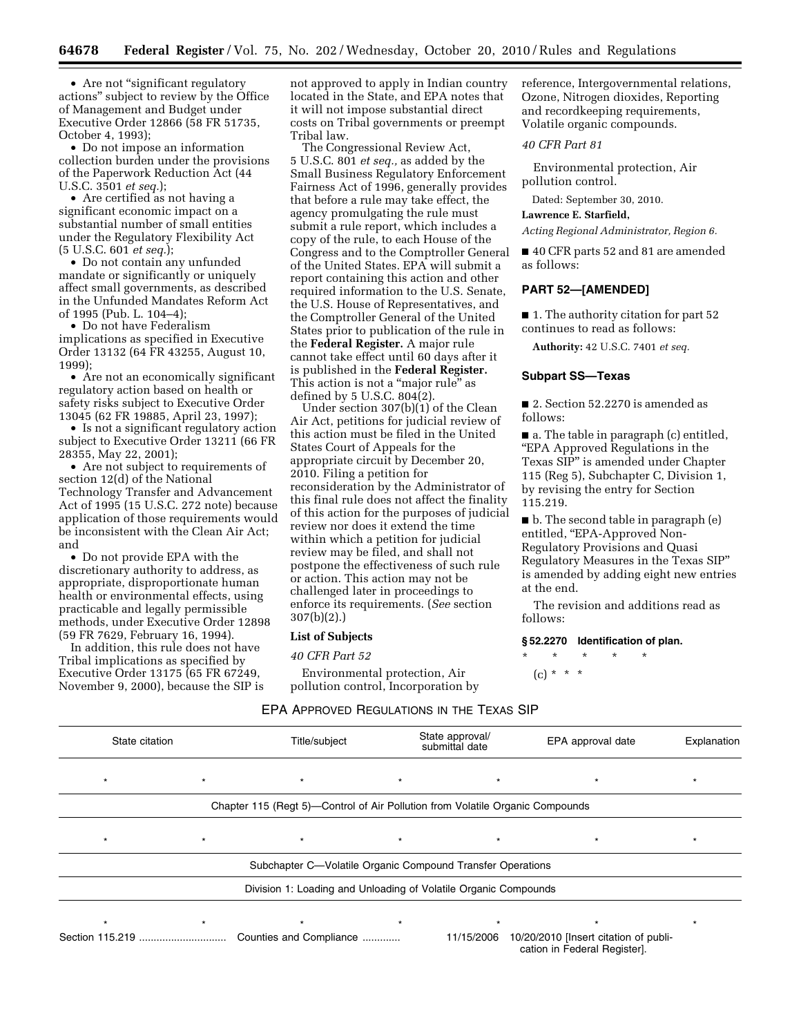- Are not "significant regulatory actions" subject to review by the Office of Management and Budget under Executive Order 12866 (58 FR 51735, October 4, 1993);
- Do not impose an information collection burden under the provisions of the Paperwork Reduction Act (44 U.S.C. 3501 *et seq.*);
- Are certified as not having a significant economic impact on a substantial number of small entities under the Regulatory Flexibility Act (5 U.S.C. 601 *et seq.*);
- Do not contain any unfunded mandate or significantly or uniquely affect small governments, as described in the Unfunded Mandates Reform Act of 1995 (Pub. L. 104–4);
- Do not have Federalism implications as specified in Executive Order 13132 (64 FR 43255, August 10, 1999);
- Are not an economically significant regulatory action based on health or safety risks subject to Executive Order 13045 (62 FR 19885, April 23, 1997);
- Is not a significant regulatory action subject to Executive Order 13211 (66 FR 28355, May 22, 2001);
- Are not subject to requirements of section 12(d) of the National Technology Transfer and Advancement Act of 1995 (15 U.S.C. 272 note) because application of those requirements would be inconsistent with the Clean Air Act; and
- Do not provide EPA with the discretionary authority to address, as appropriate, disproportionate human health or environmental effects, using practicable and legally permissible methods, under Executive Order 12898 (59 FR 7629, February 16, 1994).

In addition, this rule does not have Tribal implications as specified by Executive Order 13175 (65 FR 67249, November 9, 2000), because the SIP is not approved to apply in Indian country located in the State, and EPA notes that it will not impose substantial direct costs on Tribal governments or preempt Tribal law.

The Congressional Review Act, 5 U.S.C. 801 *et seq.*, as added by the Small Business Regulatory Enforcement Fairness Act of 1996, generally provides that before a rule may take effect, the agency promulgating the rule must submit a rule report, which includes a copy of the rule, to each House of the Congress and to the Comptroller General of the United States. EPA will submit a report containing this action and other required information to the U.S. Senate, the U.S. House of Representatives, and the Comptroller General of the United States prior to publication of the rule in the **Federal Register.** A major rule cannot take effect until 60 days after it is published in the **Federal Register.** This action is not a "major rule" as defined by 5 U.S.C. 804(2).

Under section 307(b)(1) of the Clean Air Act, petitions for judicial review of this action must be filed in the United States Court of Appeals for the appropriate circuit by December 20, 2010. Filing a petition for reconsideration by the Administrator of this final rule does not affect the finality of this action for the purposes of judicial review nor does it extend the time within which a petition for judicial review may be filed, and shall not postpone the effectiveness of such rule or action. This action may not be challenged later in proceedings to enforce its requirements. (*See* section 307(b)(2).)

### List of Subjects

*40 CFR Part 52*

Environmental protection, Air pollution control, Incorporation by reference, Intergovernmental relations, Ozone, Nitrogen dioxides, Reporting and recordkeeping requirements, Volatile organic compounds.

*40 CFR Part 81*

Environmental protection, Air pollution control.

Dated: September 30, 2010.

**Lawrence E. Starfield,**

*Acting Regional Administrator, Region 6.*

■ 40 CFR parts 52 and 81 are amended as follows:

## PART 52—[AMENDED]

■ 1. The authority citation for part 52 continues to read as follows:

**Authority:** 42 U.S.C. 7401 *et seq.*

### Subpart SS—Texas

■ 2. Section 52.2270 is amended as follows:

■ a. The table in paragraph (c) entitled, "EPA Approved Regulations in the Texas SIP" is amended under Chapter 115 (Reg 5), Subchapter C, Division 1, by revising the entry for Section 115.219.

■ b. The second table in paragraph (e) entitled, "EPA-Approved Non-Regulatory Provisions and Quasi Regulatory Measures in the Texas SIP" is amended by adding eight new entries at the end.

The revision and additions read as follows:

**§ 52.2270 Identification of plan.**

\* \* \* \* \*

(c) \* \* \*

EPA APPROVED REGULATIONS IN THE TEXAS SIP

| State citation | Title/subject | State approval/ submittal date | EPA approval date | Explanation |
|---|---|---|---|---|
| * * | * | * * | * | * |
| Chapter 115 (Regt 5)—Control of Air Pollution from Volatile Organic Compounds | | | | |
| * * | * | * * | * | * |
| Subchapter C—Volatile Organic Compound Transfer Operations | | | | |
| Division 1: Loading and Unloading of Volatile Organic Compounds | | | | |
| * * | * | * * | * | * |
| Section 115.219 | Counties and Compliance | 11/15/2006 | 10/20/2010 [Insert citation of publication in Federal Register]. | |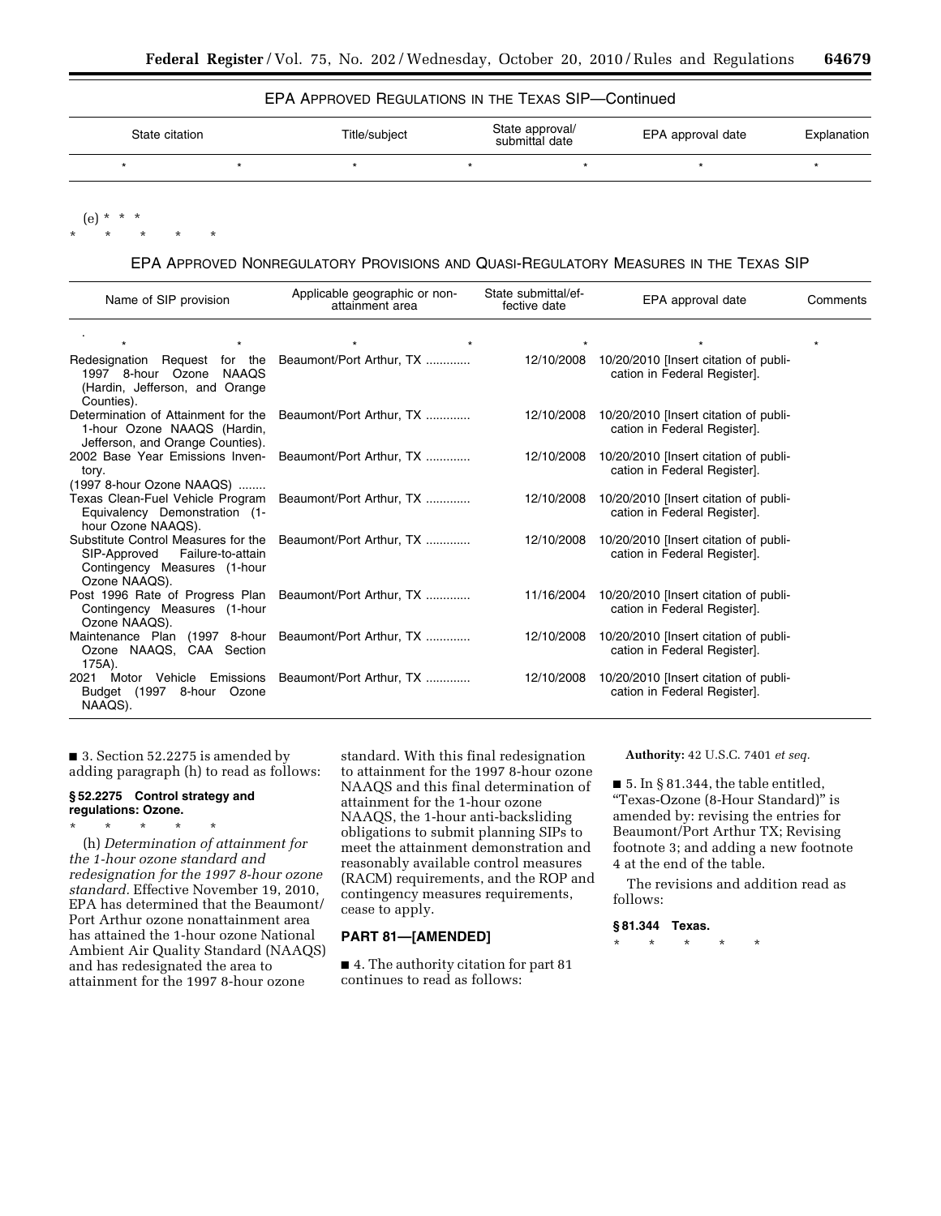EPA APPROVED REGULATIONS IN THE TEXAS SIP—Continued

| State citation | Title/subject | State approval/ submittal date | EPA approval date | Explanation |
|---|---|---|---|---|
| * * | * * | * | * | * |

(e) * * *

\* \* \* \* \*

EPA APPROVED NONREGULATORY PROVISIONS AND QUASI-REGULATORY MEASURES IN THE TEXAS SIP

| Name of SIP provision | Applicable geographic or non-attainment area | State submittal/effective date | EPA approval date | Comments |
|---|---|---|---|---|
| * * | * * | * | * | * |
| Redesignation Request for the 1997 8-hour Ozone NAAQS (Hardin, Jefferson, and Orange Counties). | Beaumont/Port Arthur, TX | 12/10/2008 | 10/20/2010 [Insert citation of publication in Federal Register]. | |
| Determination of Attainment for the 1-hour Ozone NAAQS (Hardin, Jefferson, and Orange Counties). | Beaumont/Port Arthur, TX | 12/10/2008 | 10/20/2010 [Insert citation of publication in Federal Register]. | |
| 2002 Base Year Emissions Inventory. (1997 8-hour Ozone NAAQS) | Beaumont/Port Arthur, TX | 12/10/2008 | 10/20/2010 [Insert citation of publication in Federal Register]. | |
| Texas Clean-Fuel Vehicle Program Equivalency Demonstration (1-hour Ozone NAAQS). | Beaumont/Port Arthur, TX | 12/10/2008 | 10/20/2010 [Insert citation of publication in Federal Register]. | |
| Substitute Control Measures for the SIP-Approved Failure-to-attain Contingency Measures (1-hour Ozone NAAQS). | Beaumont/Port Arthur, TX | 12/10/2008 | 10/20/2010 [Insert citation of publication in Federal Register]. | |
| Post 1996 Rate of Progress Plan Contingency Measures (1-hour Ozone NAAQS). | Beaumont/Port Arthur, TX | 11/16/2004 | 10/20/2010 [Insert citation of publication in Federal Register]. | |
| Maintenance Plan (1997 8-hour Ozone NAAQS, CAA Section 175A). | Beaumont/Port Arthur, TX | 12/10/2008 | 10/20/2010 [Insert citation of publication in Federal Register]. | |
| 2021 Motor Vehicle Emissions Budget (1997 8-hour Ozone NAAQS). | Beaumont/Port Arthur, TX | 12/10/2008 | 10/20/2010 [Insert citation of publication in Federal Register]. | |

■ 3. Section 52.2275 is amended by adding paragraph (h) to read as follows:

**§ 52.2275 Control strategy and regulations: Ozone.**

\* \* \* \* \*

(h) *Determination of attainment for the 1-hour ozone standard and redesignation for the 1997 8-hour ozone standard.* Effective November 19, 2010, EPA has determined that the Beaumont/Port Arthur ozone nonattainment area has attained the 1-hour ozone National Ambient Air Quality Standard (NAAQS) and has redesignated the area to attainment for the 1997 8-hour ozone standard. With this final redesignation to attainment for the 1997 8-hour ozone NAAQS and this final determination of attainment for the 1-hour ozone NAAQS, the 1-hour anti-backsliding obligations to submit planning SIPs to meet the attainment demonstration and reasonably available control measures (RACM) requirements, and the ROP and contingency measures requirements, cease to apply.

## PART 81—[AMENDED]

■ 4. The authority citation for part 81 continues to read as follows:

**Authority:** 42 U.S.C. 7401 *et seq.*

■ 5. In § 81.344, the table entitled, "Texas-Ozone (8-Hour Standard)" is amended by: revising the entries for Beaumont/Port Arthur TX; Revising footnote 3; and adding a new footnote 4 at the end of the table.

The revisions and addition read as follows:

**§ 81.344 Texas.**

\* \* \* \* \*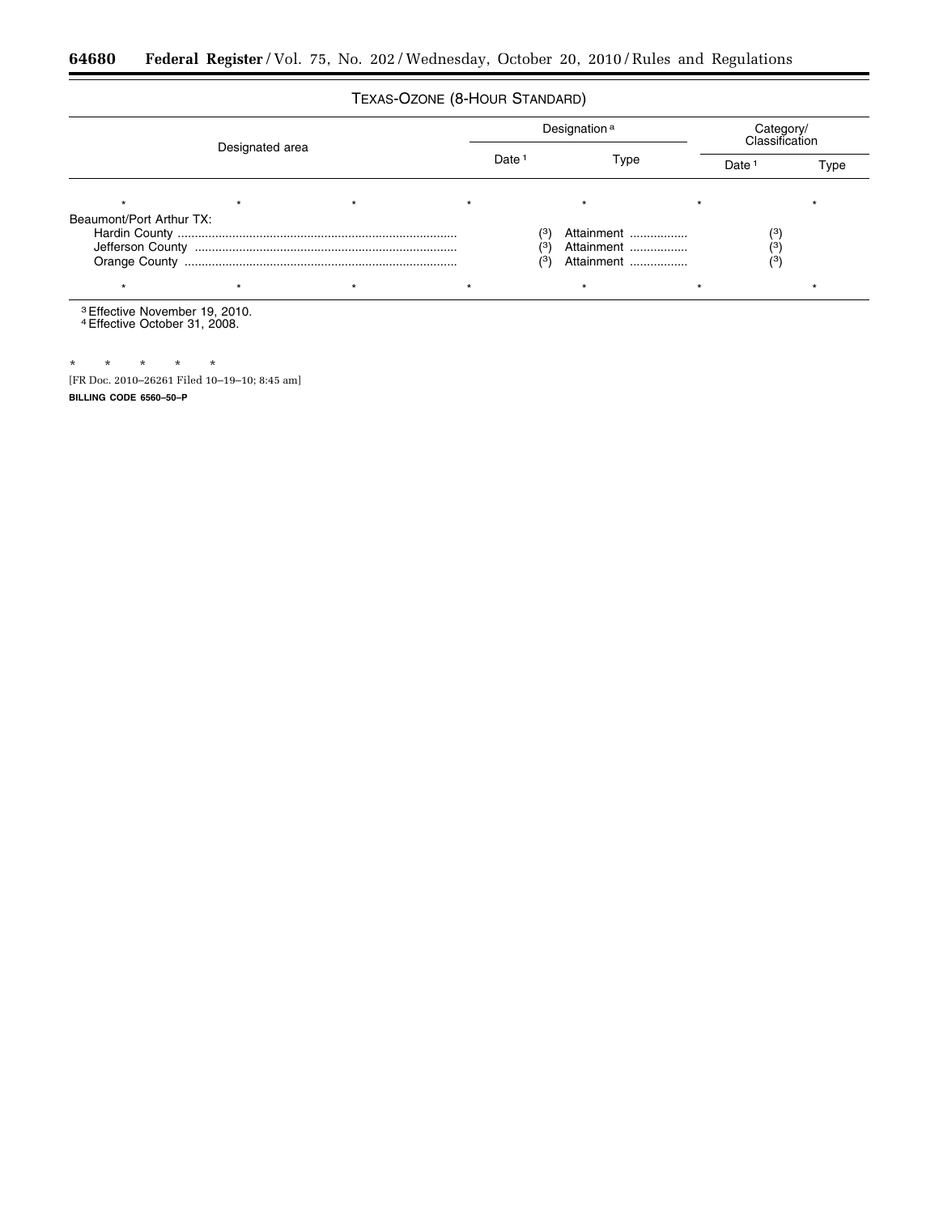TEXAS-OZONE (8-HOUR STANDARD)

| Designated area | Designation [a] | | Category/ Classification | |
|---|---|---|---|---|
| | Date [1] | Type | Date [1] | Type |
| * * * | * | * | * | * |
| Beaumont/Port Arthur TX: | | | | |
| Hardin County | (3) | Attainment | (3) | |
| Jefferson County | (3) | Attainment | (3) | |
| Orange County | (3) | Attainment | (3) | |
| * * * | * | * | * | * |

[3] Effective November 19, 2010.
[4] Effective October 31, 2008.

\* \* \* \* \*

[FR Doc. 2010–26261 Filed 10–19–10; 8:45 am]

**BILLING CODE 6560–50–P**